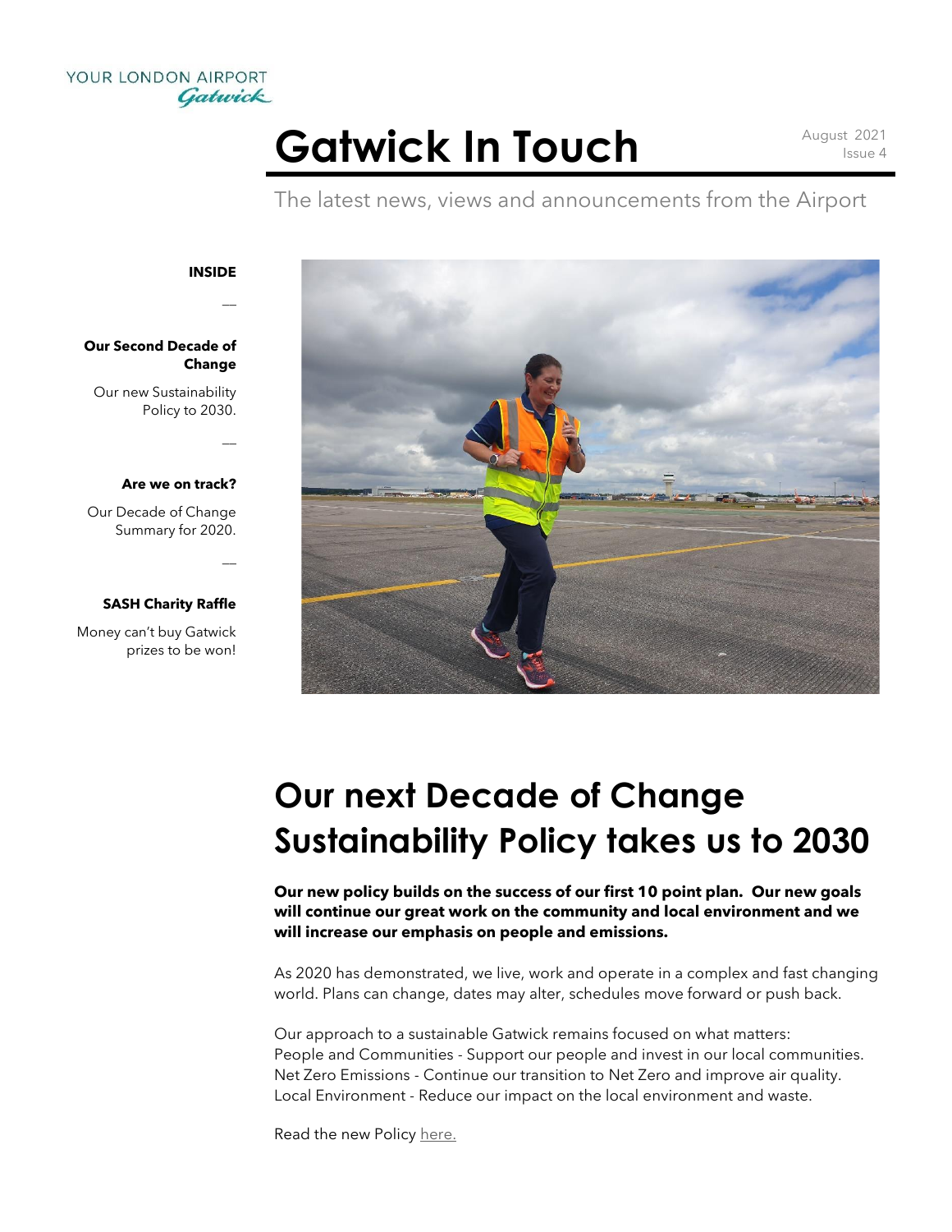YOUR LONDON AIRPORT
Gatwick

# Gatwick In Touch

August 2021
Issue 4

The latest news, views and announcements from the Airport

**INSIDE**

—

**Our Second Decade of Change**

Our new Sustainability Policy to 2030.

—

**Are we on track?**

Our Decade of Change Summary for 2020.

—

**SASH Charity Raffle**

Money can't buy Gatwick prizes to be won!

## Our next Decade of Change Sustainability Policy takes us to 2030

**Our new policy builds on the success of our first 10 point plan. Our new goals will continue our great work on the community and local environment and we will increase our emphasis on people and emissions.**

As 2020 has demonstrated, we live, work and operate in a complex and fast changing world. Plans can change, dates may alter, schedules move forward or push back.

Our approach to a sustainable Gatwick remains focused on what matters:
People and Communities - Support our people and invest in our local communities.
Net Zero Emissions - Continue our transition to Net Zero and improve air quality.
Local Environment - Reduce our impact on the local environment and waste.

Read the new Policy here.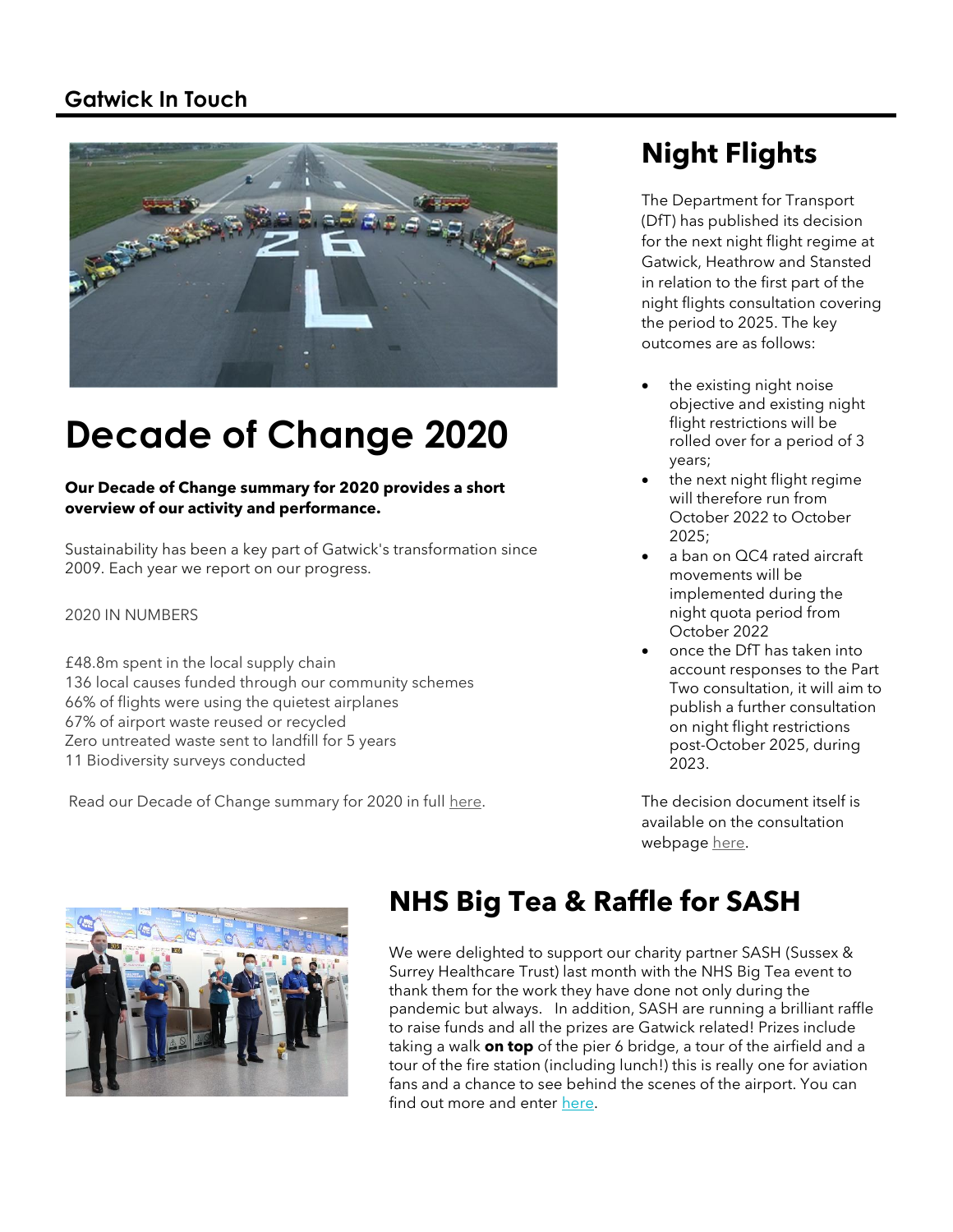## Gatwick In Touch

# Decade of Change 2020

**Our Decade of Change summary for 2020 provides a short overview of our activity and performance.**

Sustainability has been a key part of Gatwick's transformation since 2009. Each year we report on our progress.

2020 IN NUMBERS

£48.8m spent in the local supply chain
136 local causes funded through our community schemes
66% of flights were using the quietest airplanes
67% of airport waste reused or recycled
Zero untreated waste sent to landfill for 5 years
11 Biodiversity surveys conducted

Read our Decade of Change summary for 2020 in full here.

# Night Flights

The Department for Transport (DfT) has published its decision for the next night flight regime at Gatwick, Heathrow and Stansted in relation to the first part of the night flights consultation covering the period to 2025. The key outcomes are as follows:

- the existing night noise objective and existing night flight restrictions will be rolled over for a period of 3 years;
- the next night flight regime will therefore run from October 2022 to October 2025;
- a ban on QC4 rated aircraft movements will be implemented during the night quota period from October 2022
- once the DfT has taken into account responses to the Part Two consultation, it will aim to publish a further consultation on night flight restrictions post-October 2025, during 2023.

The decision document itself is available on the consultation webpage here.

# NHS Big Tea & Raffle for SASH

We were delighted to support our charity partner SASH (Sussex & Surrey Healthcare Trust) last month with the NHS Big Tea event to thank them for the work they have done not only during the pandemic but always. In addition, SASH are running a brilliant raffle to raise funds and all the prizes are Gatwick related! Prizes include taking a walk **on top** of the pier 6 bridge, a tour of the airfield and a tour of the fire station (including lunch!) this is really one for aviation fans and a chance to see behind the scenes of the airport. You can find out more and enter here.